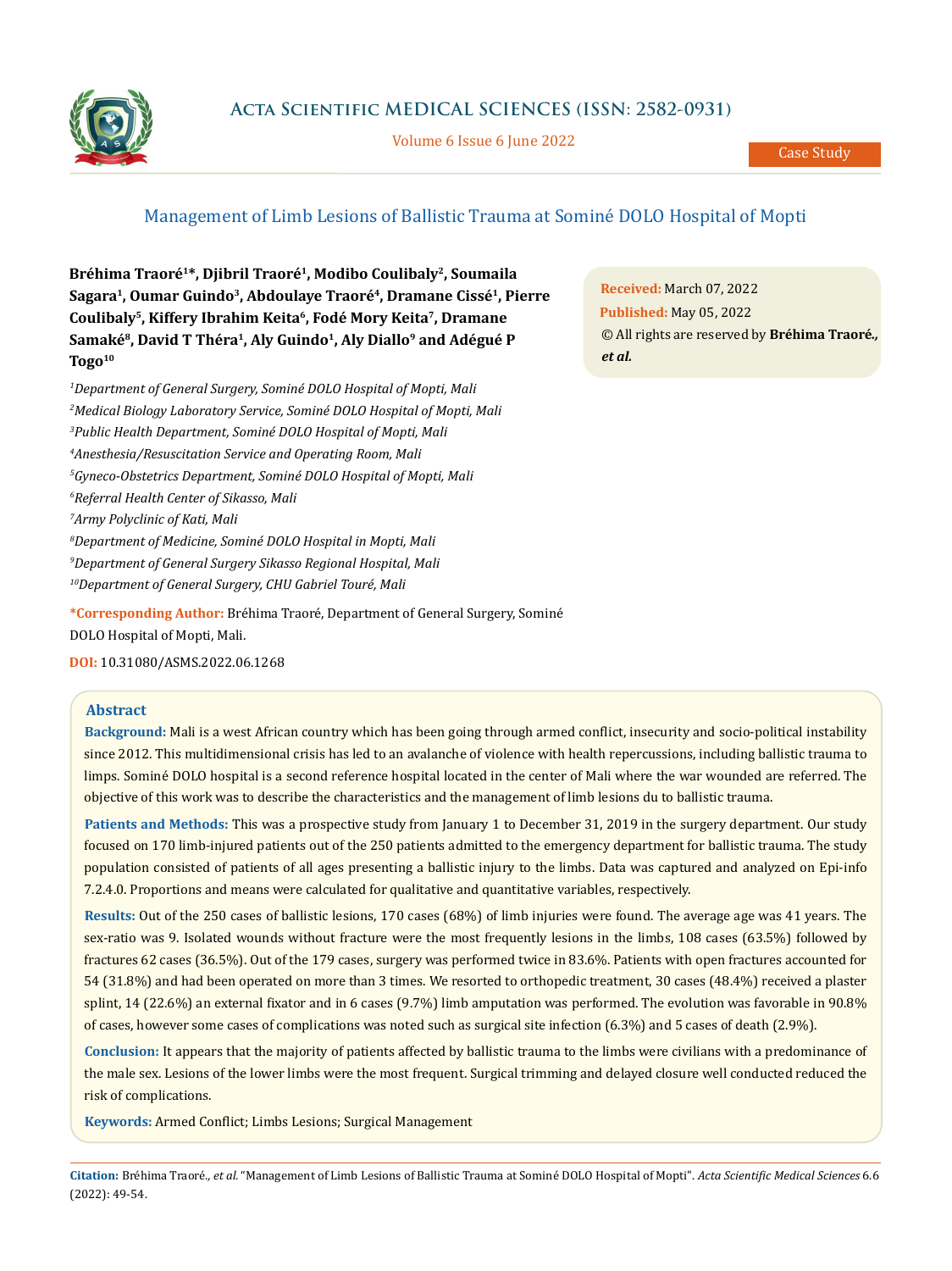# Management of Limb Lesions of Ballistic Trauma at Sominé DOLO Hospital of Mopti

**Bréhima Traoré[1]*, Djibril Traoré[1], Modibo Coulibaly[2], Soumaila Sagara[1], Oumar Guindo[3], Abdoulaye Traoré[4], Dramane Cissé[1], Pierre Coulibaly[5], Kiffery Ibrahim Keita[6], Fodé Mory Keita[7], Dramane Samaké[8], David T Théra[1], Aly Guindo[1], Aly Diallo[9] and Adégué P Togo[10]**

[1]*Department of General Surgery, Sominé DOLO Hospital of Mopti, Mali*
[2]*Medical Biology Laboratory Service, Sominé DOLO Hospital of Mopti, Mali*
[3]*Public Health Department, Sominé DOLO Hospital of Mopti, Mali*
[4]*Anesthesia/Resuscitation Service and Operating Room, Mali*
[5]*Gyneco-Obstetrics Department, Sominé DOLO Hospital of Mopti, Mali*
[6]*Referral Health Center of Sikasso, Mali*
[7]*Army Polyclinic of Kati, Mali*
[8]*Department of Medicine, Sominé DOLO Hospital in Mopti, Mali*
[9]*Department of General Surgery Sikasso Regional Hospital, Mali*
[10]*Department of General Surgery, CHU Gabriel Touré, Mali*

**\*Corresponding Author:** Bréhima Traoré, Department of General Surgery, Sominé DOLO Hospital of Mopti, Mali.

**DOI:** 10.31080/ASMS.2022.06.1268

**Received:** March 07, 2022
**Published:** May 05, 2022
© All rights are reserved by **Bréhima Traoré*., et al.***

## Abstract

**Background:** Mali is a west African country which has been going through armed conflict, insecurity and socio-political instability since 2012. This multidimensional crisis has led to an avalanche of violence with health repercussions, including ballistic trauma to limps. Sominé DOLO hospital is a second reference hospital located in the center of Mali where the war wounded are referred. The objective of this work was to describe the characteristics and the management of limb lesions du to ballistic trauma.

**Patients and Methods:** This was a prospective study from January 1 to December 31, 2019 in the surgery department. Our study focused on 170 limb-injured patients out of the 250 patients admitted to the emergency department for ballistic trauma. The study population consisted of patients of all ages presenting a ballistic injury to the limbs. Data was captured and analyzed on Epi-info 7.2.4.0. Proportions and means were calculated for qualitative and quantitative variables, respectively.

**Results:** Out of the 250 cases of ballistic lesions, 170 cases (68%) of limb injuries were found. The average age was 41 years. The sex-ratio was 9. Isolated wounds without fracture were the most frequently lesions in the limbs, 108 cases (63.5%) followed by fractures 62 cases (36.5%). Out of the 179 cases, surgery was performed twice in 83.6%. Patients with open fractures accounted for 54 (31.8%) and had been operated on more than 3 times. We resorted to orthopedic treatment, 30 cases (48.4%) received a plaster splint, 14 (22.6%) an external fixator and in 6 cases (9.7%) limb amputation was performed. The evolution was favorable in 90.8% of cases, however some cases of complications was noted such as surgical site infection (6.3%) and 5 cases of death (2.9%).

**Conclusion:** It appears that the majority of patients affected by ballistic trauma to the limbs were civilians with a predominance of the male sex. Lesions of the lower limbs were the most frequent. Surgical trimming and delayed closure well conducted reduced the risk of complications.

**Keywords:** Armed Conflict; Limbs Lesions; Surgical Management

**Citation:** Bréhima Traoré., *et al.* "Management of Limb Lesions of Ballistic Trauma at Sominé DOLO Hospital of Mopti". *Acta Scientific Medical Sciences* 6.6 (2022): 49-54.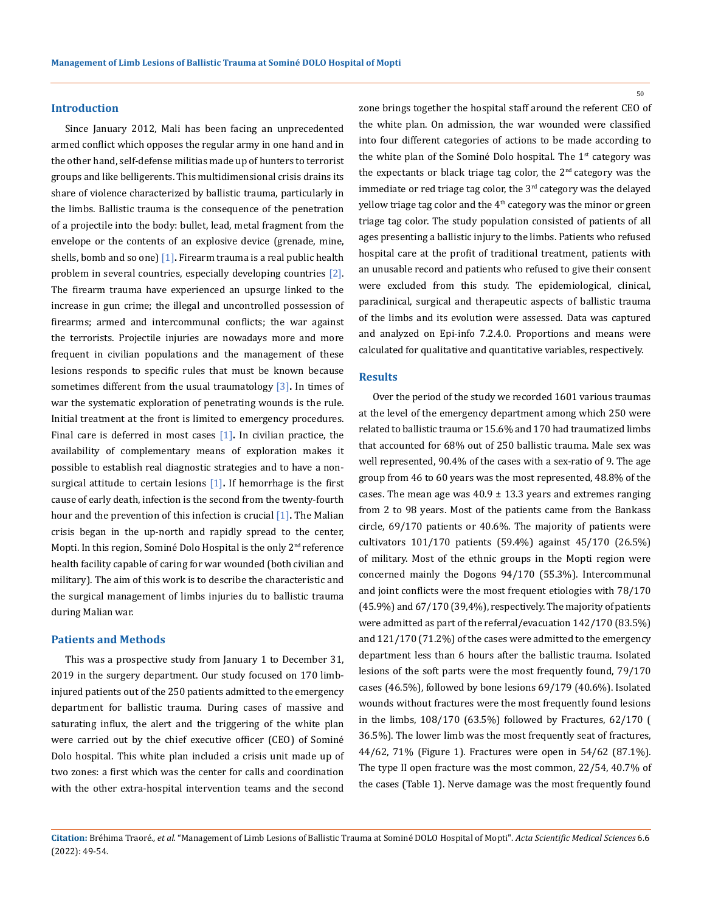## Introduction

Since January 2012, Mali has been facing an unprecedented armed conflict which opposes the regular army in one hand and in the other hand, self-defense militias made up of hunters to terrorist groups and like belligerents. This multidimensional crisis drains its share of violence characterized by ballistic trauma, particularly in the limbs. Ballistic trauma is the consequence of the penetration of a projectile into the body: bullet, lead, metal fragment from the envelope or the contents of an explosive device (grenade, mine, shells, bomb and so one) [1]**.** Firearm trauma is a real public health problem in several countries, especially developing countries [2]. The firearm trauma have experienced an upsurge linked to the increase in gun crime; the illegal and uncontrolled possession of firearms; armed and intercommunal conflicts; the war against the terrorists. Projectile injuries are nowadays more and more frequent in civilian populations and the management of these lesions responds to specific rules that must be known because sometimes different from the usual traumatology [3]**.** In times of war the systematic exploration of penetrating wounds is the rule. Initial treatment at the front is limited to emergency procedures. Final care is deferred in most cases [1]**.** In civilian practice, the availability of complementary means of exploration makes it possible to establish real diagnostic strategies and to have a non-surgical attitude to certain lesions [1]**.** If hemorrhage is the first cause of early death, infection is the second from the twenty-fourth hour and the prevention of this infection is crucial [1]**.** The Malian crisis began in the up-north and rapidly spread to the center, Mopti. In this region, Sominé Dolo Hospital is the only 2nd reference health facility capable of caring for war wounded (both civilian and military). The aim of this work is to describe the characteristic and the surgical management of limbs injuries du to ballistic trauma during Malian war.

## Patients and Methods

This was a prospective study from January 1 to December 31, 2019 in the surgery department. Our study focused on 170 limb-injured patients out of the 250 patients admitted to the emergency department for ballistic trauma. During cases of massive and saturating influx, the alert and the triggering of the white plan were carried out by the chief executive officer (CEO) of Sominé Dolo hospital. This white plan included a crisis unit made up of two zones: a first which was the center for calls and coordination with the other extra-hospital intervention teams and the second zone brings together the hospital staff around the referent CEO of the white plan. On admission, the war wounded were classified into four different categories of actions to be made according to the white plan of the Sominé Dolo hospital. The 1st category was the expectants or black triage tag color, the 2nd category was the immediate or red triage tag color, the 3rd category was the delayed yellow triage tag color and the 4th category was the minor or green triage tag color. The study population consisted of patients of all ages presenting a ballistic injury to the limbs. Patients who refused hospital care at the profit of traditional treatment, patients with an unusable record and patients who refused to give their consent were excluded from this study. The epidemiological, clinical, paraclinical, surgical and therapeutic aspects of ballistic trauma of the limbs and its evolution were assessed. Data was captured and analyzed on Epi-info 7.2.4.0. Proportions and means were calculated for qualitative and quantitative variables, respectively.

## Results

Over the period of the study we recorded 1601 various traumas at the level of the emergency department among which 250 were related to ballistic trauma or 15.6% and 170 had traumatized limbs that accounted for 68% out of 250 ballistic trauma. Male sex was well represented, 90.4% of the cases with a sex-ratio of 9. The age group from 46 to 60 years was the most represented, 48.8% of the cases. The mean age was 40.9 ± 13.3 years and extremes ranging from 2 to 98 years. Most of the patients came from the Bankass circle, 69/170 patients or 40.6%. The majority of patients were cultivators 101/170 patients (59.4%) against 45/170 (26.5%) of military. Most of the ethnic groups in the Mopti region were concerned mainly the Dogons 94/170 (55.3%). Intercommunal and joint conflicts were the most frequent etiologies with 78/170 (45.9%) and 67/170 (39,4%), respectively. The majority of patients were admitted as part of the referral/evacuation 142/170 (83.5%) and 121/170 (71.2%) of the cases were admitted to the emergency department less than 6 hours after the ballistic trauma. Isolated lesions of the soft parts were the most frequently found, 79/170 cases (46.5%), followed by bone lesions 69/179 (40.6%). Isolated wounds without fractures were the most frequently found lesions in the limbs, 108/170 (63.5%) followed by Fractures, 62/170 ( 36.5%). The lower limb was the most frequently seat of fractures, 44/62, 71% (Figure 1). Fractures were open in 54/62 (87.1%). The type II open fracture was the most common, 22/54, 40.7% of the cases (Table 1). Nerve damage was the most frequently found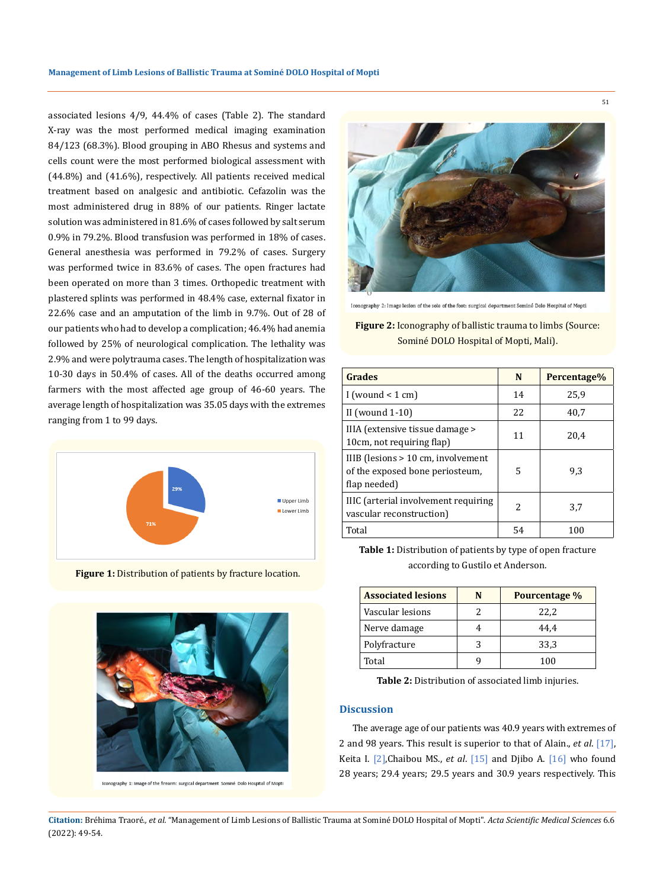associated lesions 4/9, 44.4% of cases (Table 2). The standard X-ray was the most performed medical imaging examination 84/123 (68.3%). Blood grouping in ABO Rhesus and systems and cells count were the most performed biological assessment with (44.8%) and (41.6%), respectively. All patients received medical treatment based on analgesic and antibiotic. Cefazolin was the most administered drug in 88% of our patients. Ringer lactate solution was administered in 81.6% of cases followed by salt serum 0.9% in 79.2%. Blood transfusion was performed in 18% of cases. General anesthesia was performed in 79.2% of cases. Surgery was performed twice in 83.6% of cases. The open fractures had been operated on more than 3 times. Orthopedic treatment with plastered splints was performed in 48.4% case, external fixator in 22.6% case and an amputation of the limb in 9.7%. Out of 28 of our patients who had to develop a complication; 46.4% had anemia followed by 25% of neurological complication. The lethality was 2.9% and were polytrauma cases. The length of hospitalization was 10-30 days in 50.4% of cases. All of the deaths occurred among farmers with the most affected age group of 46-60 years. The average length of hospitalization was 35.05 days with the extremes ranging from 1 to 99 days.

**Figure 1:** Distribution of patients by fracture location.

Iconography 1: Image of the firearm: surgical department Sominé Dolo Hospital of Mopti

Iconography 2: Image lesion of the sole of the foot: surgical department Sominé Dolo Hospital of Mopti

**Figure 2:** Iconography of ballistic trauma to limbs (Source: Sominé DOLO Hospital of Mopti, Mali).

| Grades | N | Percentage% |
|---|---|---|
| I (wound < 1 cm) | 14 | 25,9 |
| II (wound 1-10) | 22 | 40,7 |
| IIIA (extensive tissue damage > 10cm, not requiring flap) | 11 | 20,4 |
| IIIB (lesions > 10 cm, involvement of the exposed bone periosteum, flap needed) | 5 | 9,3 |
| IIIC (arterial involvement requiring vascular reconstruction) | 2 | 3,7 |
| Total | 54 | 100 |

**Table 1:** Distribution of patients by type of open fracture according to Gustilo et Anderson.

| Associated lesions | N | Pourcentage % |
|---|---|---|
| Vascular lesions | 2 | 22,2 |
| Nerve damage | 4 | 44,4 |
| Polyfracture | 3 | 33,3 |
| Total | 9 | 100 |

**Table 2:** Distribution of associated limb injuries.

## Discussion

The average age of our patients was 40.9 years with extremes of 2 and 98 years. This result is superior to that of Alain., *et al*. [17], Keita I. [2],Chaibou MS., *et al*. [15] and Djibo A. [16] who found 28 years; 29.4 years; 29.5 years and 30.9 years respectively. This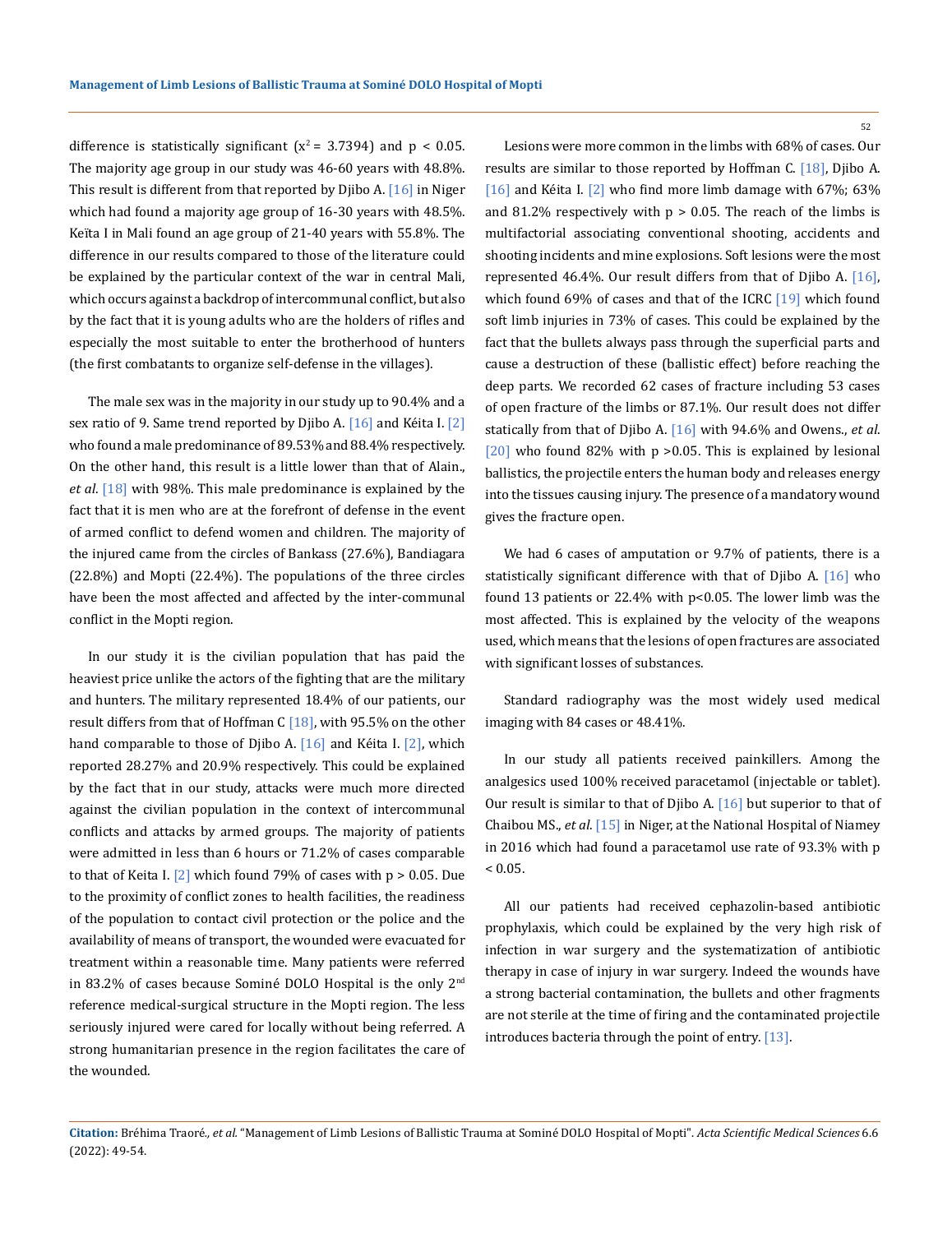difference is statistically significant ($x^2 = 3.7394$) and $p < 0.05$. The majority age group in our study was 46-60 years with 48.8%. This result is different from that reported by Djibo A. [16] in Niger which had found a majority age group of 16-30 years with 48.5%. Keïta I in Mali found an age group of 21-40 years with 55.8%. The difference in our results compared to those of the literature could be explained by the particular context of the war in central Mali, which occurs against a backdrop of intercommunal conflict, but also by the fact that it is young adults who are the holders of rifles and especially the most suitable to enter the brotherhood of hunters (the first combatants to organize self-defense in the villages).

The male sex was in the majority in our study up to 90.4% and a sex ratio of 9. Same trend reported by Djibo A. [16] and Kéita I. [2] who found a male predominance of 89.53% and 88.4% respectively. On the other hand, this result is a little lower than that of Alain., *et al*. [18] with 98%. This male predominance is explained by the fact that it is men who are at the forefront of defense in the event of armed conflict to defend women and children. The majority of the injured came from the circles of Bankass (27.6%), Bandiagara (22.8%) and Mopti (22.4%). The populations of the three circles have been the most affected and affected by the inter-communal conflict in the Mopti region.

In our study it is the civilian population that has paid the heaviest price unlike the actors of the fighting that are the military and hunters. The military represented 18.4% of our patients, our result differs from that of Hoffman C [18], with 95.5% on the other hand comparable to those of Djibo A. [16] and Kéita I. [2], which reported 28.27% and 20.9% respectively. This could be explained by the fact that in our study, attacks were much more directed against the civilian population in the context of intercommunal conflicts and attacks by armed groups. The majority of patients were admitted in less than 6 hours or 71.2% of cases comparable to that of Keita I. [2] which found 79% of cases with $p > 0.05$. Due to the proximity of conflict zones to health facilities, the readiness of the population to contact civil protection or the police and the availability of means of transport, the wounded were evacuated for treatment within a reasonable time. Many patients were referred in 83.2% of cases because Sominé DOLO Hospital is the only 2nd reference medical-surgical structure in the Mopti region. The less seriously injured were cared for locally without being referred. A strong humanitarian presence in the region facilitates the care of the wounded.

Lesions were more common in the limbs with 68% of cases. Our results are similar to those reported by Hoffman C. [18], Djibo A. [16] and Kéita I. [2] who find more limb damage with 67%; 63% and 81.2% respectively with $p > 0.05$. The reach of the limbs is multifactorial associating conventional shooting, accidents and shooting incidents and mine explosions. Soft lesions were the most represented 46.4%. Our result differs from that of Djibo A. [16], which found 69% of cases and that of the ICRC [19] which found soft limb injuries in 73% of cases. This could be explained by the fact that the bullets always pass through the superficial parts and cause a destruction of these (ballistic effect) before reaching the deep parts. We recorded 62 cases of fracture including 53 cases of open fracture of the limbs or 87.1%. Our result does not differ statically from that of Djibo A. [16] with 94.6% and Owens., *et al*. [20] who found 82% with $p > 0.05$. This is explained by lesional ballistics, the projectile enters the human body and releases energy into the tissues causing injury. The presence of a mandatory wound gives the fracture open.

We had 6 cases of amputation or 9.7% of patients, there is a statistically significant difference with that of Djibo A. [16] who found 13 patients or 22.4% with $p<0.05$. The lower limb was the most affected. This is explained by the velocity of the weapons used, which means that the lesions of open fractures are associated with significant losses of substances.

Standard radiography was the most widely used medical imaging with 84 cases or 48.41%.

In our study all patients received painkillers. Among the analgesics used 100% received paracetamol (injectable or tablet). Our result is similar to that of Djibo A. [16] but superior to that of Chaibou MS., *et al*. [15] in Niger, at the National Hospital of Niamey in 2016 which had found a paracetamol use rate of 93.3% with $p < 0.05$.

All our patients had received cephazolin-based antibiotic prophylaxis, which could be explained by the very high risk of infection in war surgery and the systematization of antibiotic therapy in case of injury in war surgery. Indeed the wounds have a strong bacterial contamination, the bullets and other fragments are not sterile at the time of firing and the contaminated projectile introduces bacteria through the point of entry. [13].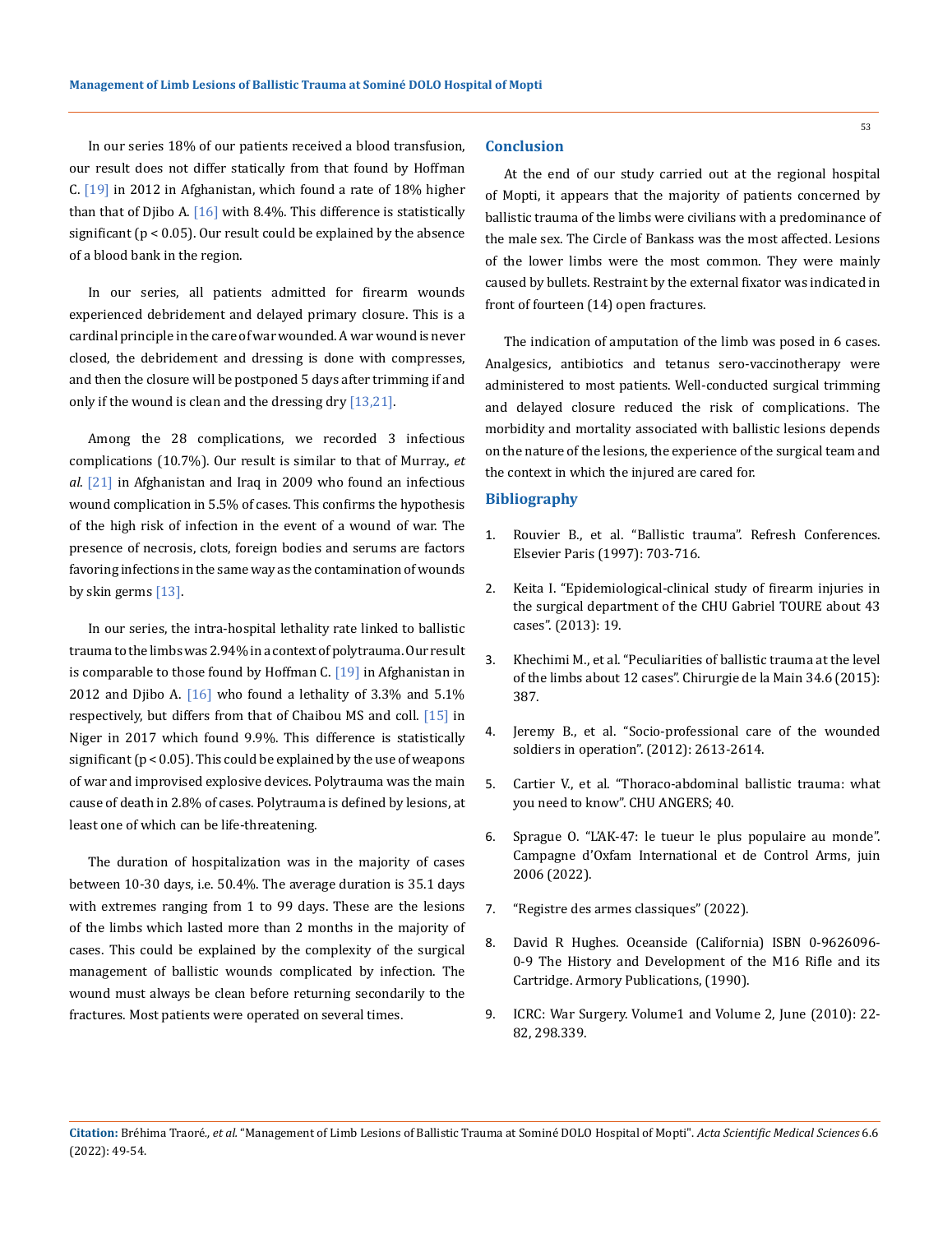In our series 18% of our patients received a blood transfusion, our result does not differ statically from that found by Hoffman C. [19] in 2012 in Afghanistan, which found a rate of 18% higher than that of Djibo A. [16] with 8.4%. This difference is statistically significant ($p < 0.05$). Our result could be explained by the absence of a blood bank in the region.

In our series, all patients admitted for firearm wounds experienced debridement and delayed primary closure. This is a cardinal principle in the care of war wounded. A war wound is never closed, the debridement and dressing is done with compresses, and then the closure will be postponed 5 days after trimming if and only if the wound is clean and the dressing dry [13,21].

Among the 28 complications, we recorded 3 infectious complications (10.7%). Our result is similar to that of Murray., *et al.* [21] in Afghanistan and Iraq in 2009 who found an infectious wound complication in 5.5% of cases. This confirms the hypothesis of the high risk of infection in the event of a wound of war. The presence of necrosis, clots, foreign bodies and serums are factors favoring infections in the same way as the contamination of wounds by skin germs [13].

In our series, the intra-hospital lethality rate linked to ballistic trauma to the limbs was 2.94% in a context of polytrauma. Our result is comparable to those found by Hoffman C. [19] in Afghanistan in 2012 and Djibo A. [16] who found a lethality of 3.3% and 5.1% respectively, but differs from that of Chaibou MS and coll. [15] in Niger in 2017 which found 9.9%. This difference is statistically significant ($p < 0.05$). This could be explained by the use of weapons of war and improvised explosive devices. Polytrauma was the main cause of death in 2.8% of cases. Polytrauma is defined by lesions, at least one of which can be life-threatening.

The duration of hospitalization was in the majority of cases between 10-30 days, i.e. 50.4%. The average duration is 35.1 days with extremes ranging from 1 to 99 days. These are the lesions of the limbs which lasted more than 2 months in the majority of cases. This could be explained by the complexity of the surgical management of ballistic wounds complicated by infection. The wound must always be clean before returning secondarily to the fractures. Most patients were operated on several times.

## Conclusion

At the end of our study carried out at the regional hospital of Mopti, it appears that the majority of patients concerned by ballistic trauma of the limbs were civilians with a predominance of the male sex. The Circle of Bankass was the most affected. Lesions of the lower limbs were the most common. They were mainly caused by bullets. Restraint by the external fixator was indicated in front of fourteen (14) open fractures.

The indication of amputation of the limb was posed in 6 cases. Analgesics, antibiotics and tetanus sero-vaccinotherapy were administered to most patients. Well-conducted surgical trimming and delayed closure reduced the risk of complications. The morbidity and mortality associated with ballistic lesions depends on the nature of the lesions, the experience of the surgical team and the context in which the injured are cared for.

## Bibliography

1. Rouvier B., et al. "Ballistic trauma". Refresh Conferences. Elsevier Paris (1997): 703-716.
2. Keita I. "Epidemiological-clinical study of firearm injuries in the surgical department of the CHU Gabriel TOURE about 43 cases". (2013): 19.
3. Khechimi M., et al. "Peculiarities of ballistic trauma at the level of the limbs about 12 cases". Chirurgie de la Main 34.6 (2015): 387.
4. Jeremy B., et al. "Socio-professional care of the wounded soldiers in operation". (2012): 2613-2614.
5. Cartier V., et al. "Thoraco-abdominal ballistic trauma: what you need to know". CHU ANGERS; 40.
6. Sprague O. "L'AK-47: le tueur le plus populaire au monde". Campagne d'Oxfam International et de Control Arms, juin 2006 (2022).
7. "Registre des armes classiques" (2022).
8. David R Hughes. Oceanside (California) ISBN 0-9626096-0-9 The History and Development of the M16 Rifle and its Cartridge. Armory Publications, (1990).
9. ICRC: War Surgery. Volume1 and Volume 2, June (2010): 22-82, 298.339.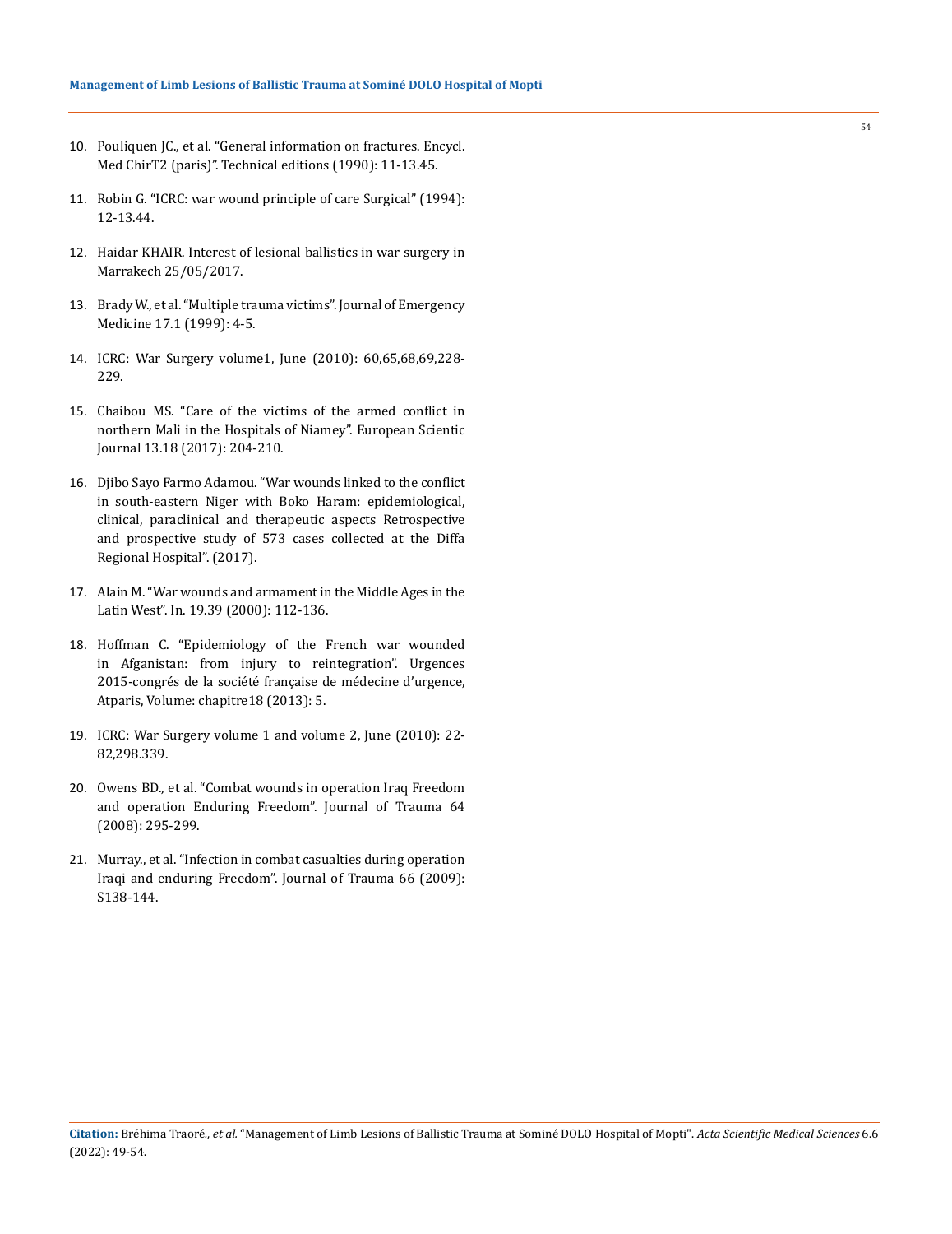10. Pouliquen JC., et al. "General information on fractures. Encycl. Med ChirT2 (paris)". Technical editions (1990): 11-13.45.

11. Robin G. "ICRC: war wound principle of care Surgical" (1994): 12-13.44.

12. Haidar KHAIR. Interest of lesional ballistics in war surgery in Marrakech 25/05/2017.

13. Brady W., et al. "Multiple trauma victims". Journal of Emergency Medicine 17.1 (1999): 4-5.

14. ICRC: War Surgery volume1, June (2010): 60,65,68,69,228-229.

15. Chaibou MS. "Care of the victims of the armed conflict in northern Mali in the Hospitals of Niamey". European Scientic Journal 13.18 (2017): 204-210.

16. Djibo Sayo Farmo Adamou. "War wounds linked to the conflict in south-eastern Niger with Boko Haram: epidemiological, clinical, paraclinical and therapeutic aspects Retrospective and prospective study of 573 cases collected at the Diffa Regional Hospital". (2017).

17. Alain M. "War wounds and armament in the Middle Ages in the Latin West". In. 19.39 (2000): 112-136.

18. Hoffman C. "Epidemiology of the French war wounded in Afganistan: from injury to reintegration". Urgences 2015-congrés de la société française de médecine d'urgence, Atparis, Volume: chapitre18 (2013): 5.

19. ICRC: War Surgery volume 1 and volume 2, June (2010): 22-82,298.339.

20. Owens BD., et al. "Combat wounds in operation Iraq Freedom and operation Enduring Freedom". Journal of Trauma 64 (2008): 295-299.

21. Murray., et al. "Infection in combat casualties during operation Iraqi and enduring Freedom". Journal of Trauma 66 (2009): S138-144.